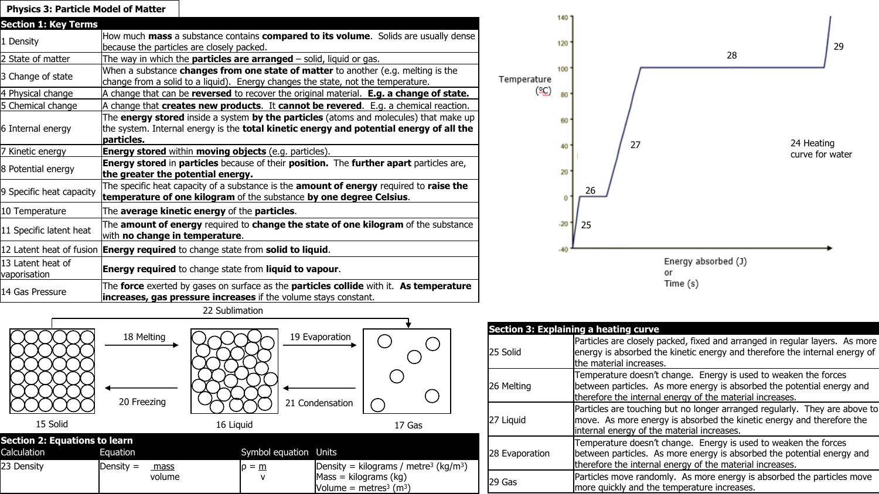# Physics 3: Particle Model of Matter

## Section 1: Key Terms

| | |
|---|---|
| 1 Density | How much **mass** a substance contains **compared to its volume**. Solids are usually dense because the particles are closely packed. |
| 2 State of matter | The way in which the **particles are arranged** – solid, liquid or gas. |
| 3 Change of state | When a substance **changes from one state of matter** to another (e.g. melting is the change from a solid to a liquid). Energy changes the state, not the temperature. |
| 4 Physical change | A change that can be **reversed** to recover the original material. **E.g. a change of state.** |
| 5 Chemical change | A change that **creates new products**. It **cannot be revered**. E.g. a chemical reaction. |
| 6 Internal energy | The **energy stored** inside a system **by the particles** (atoms and molecules) that make up the system. Internal energy is the **total kinetic energy and potential energy of all the particles.** |
| 7 Kinetic energy | **Energy stored** within **moving objects** (e.g. particles). |
| 8 Potential energy | **Energy stored** in **particles** because of their **position.** The **further apart** particles are, **the greater the potential energy.** |
| 9 Specific heat capacity | The specific heat capacity of a substance is the **amount of energy** required to **raise the temperature of one kilogram** of the substance **by one degree Celsius**. |
| 10 Temperature | The **average kinetic energy** of the **particles**. |
| 11 Specific latent heat | The **amount of energy** required to **change the state of one kilogram** of the substance with **no change in temperature**. |
| 12 Latent heat of fusion | **Energy required** to change state from **solid to liquid**. |
| 13 Latent heat of vaporisation | **Energy required** to change state from **liquid to vapour**. |
| 14 Gas Pressure | The **force** exerted by gases on surface as the **particles collide** with it. **As temperature increases, gas pressure increases** if the volume stays constant. |

22 Sublimation

18 Melting

19 Evaporation

20 Freezing

21 Condensation

15 Solid

16 Liquid

17 Gas

## Section 2: Equations to learn

| Calculation | Equation | Symbol equation | Units |
|---|---|---|---|
| 23 Density | Density = $\frac{\text{mass}}{\text{volume}}$ | $\rho = \frac{m}{v}$ | Density = kilograms / metre$^3$ (kg/m$^3$)<br>Mass = kilograms (kg)<br>Volume = metres$^3$ (m$^3$) |

24 Heating curve for water

Temperature (ºC)

Energy absorbed (J) or Time (s)

25, 26, 27, 28, 29

## Section 3: Explaining a heating curve

| | |
|---|---|
| 25 Solid | Particles are closely packed, fixed and arranged in regular layers. As more energy is absorbed the kinetic energy and therefore the internal energy of the material increases. |
| 26 Melting | Temperature doesn't change. Energy is used to weaken the forces between particles. As more energy is absorbed the potential energy and therefore the internal energy of the material increases. |
| 27 Liquid | Particles are touching but no longer arranged regularly. They are above to move. As more energy is absorbed the kinetic energy and therefore the internal energy of the material increases. |
| 28 Evaporation | Temperature doesn't change. Energy is used to weaken the forces between particles. As more energy is absorbed the potential energy and therefore the internal energy of the material increases. |
| 29 Gas | Particles move randomly. As more energy is absorbed the particles move more quickly and the temperature increases. |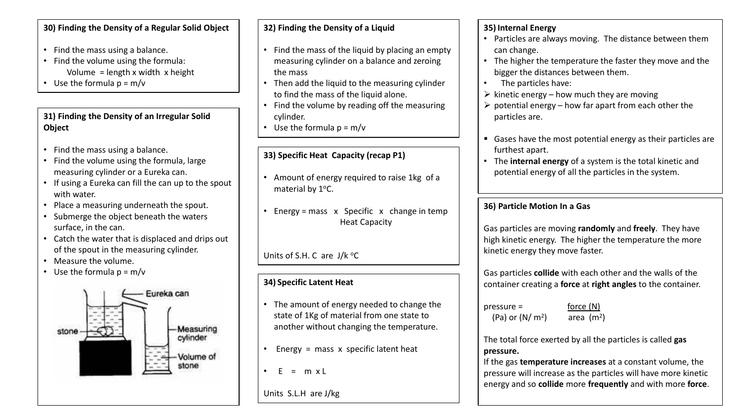### 30) Finding the Density of a Regular Solid Object

- Find the mass using a balance.
- Find the volume using the formula:
  Volume = length x width x height
- Use the formula p = m/v

### 31) Finding the Density of an Irregular Solid Object

- Find the mass using a balance.
- Find the volume using the formula, large measuring cylinder or a Eureka can.
- If using a Eureka can fill the can up to the spout with water.
- Place a measuring underneath the spout.
- Submerge the object beneath the waters surface, in the can.
- Catch the water that is displaced and drips out of the spout in the measuring cylinder.
- Measure the volume.
- Use the formula p = m/v

Eureka can
stone
Measuring cylinder
Volume of stone

### 32) Finding the Density of a Liquid

- Find the mass of the liquid by placing an empty measuring cylinder on a balance and zeroing the mass
- Then add the liquid to the measuring cylinder to find the mass of the liquid alone.
- Find the volume by reading off the measuring cylinder.
- Use the formula p = m/v

### 33) Specific Heat Capacity (recap P1)

- Amount of energy required to raise 1kg of a material by 1$^{o}$C.
- Energy = mass x Specific Heat Capacity x change in temp

Units of S.H. C are J/k $^{o}$C

### 34) Specific Latent Heat

- The amount of energy needed to change the state of 1Kg of material from one state to another without changing the temperature.
- Energy = mass x specific latent heat
- E = m x L

Units S.L.H are J/kg

### 35) Internal Energy

- Particles are always moving. The distance between them can change.
- The higher the temperature the faster they move and the bigger the distances between them.
- The particles have:
  - kinetic energy – how much they are moving
  - potential energy – how far apart from each other the particles are.

- Gases have the most potential energy as their particles are furthest apart.
- The **internal energy** of a system is the total kinetic and potential energy of all the particles in the system.

### 36) Particle Motion In a Gas

Gas particles are moving **randomly** and **freely**. They have high kinetic energy. The higher the temperature the more kinetic energy they move faster.

Gas particles **collide** with each other and the walls of the container creating a **force** at **right angles** to the container.

$$\text{pressure (Pa) or (N/ m}^2\text{)} = \frac{\text{force (N)}}{\text{area (m}^2\text{)}}$$

The total force exerted by all the particles is called **gas pressure.**

If the gas **temperature increases** at a constant volume, the pressure will increase as the particles will have more kinetic energy and so **collide** more **frequently** and with more **force**.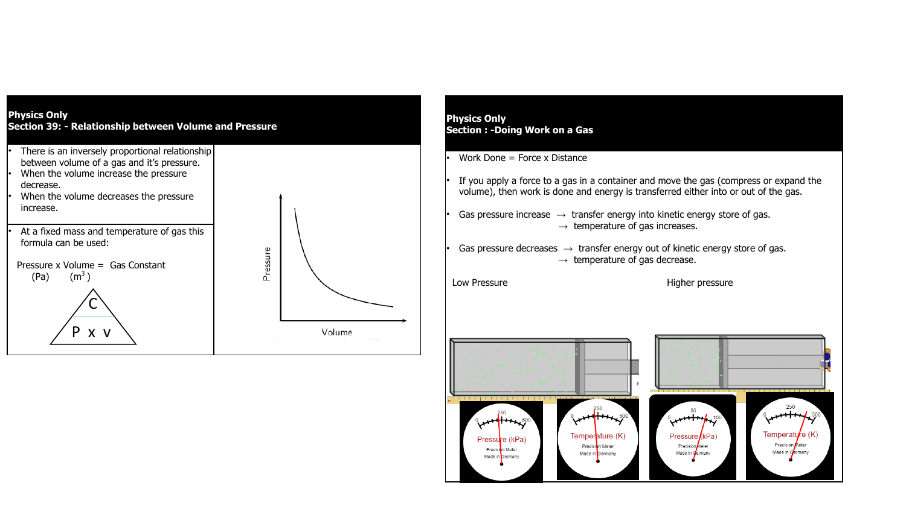## Physics Only
## Section 39: - Relationship between Volume and Pressure

- There is an inversely proportional relationship between volume of a gas and it's pressure.
- When the volume increase the pressure decrease.
- When the volume decreases the pressure increase.

- At a fixed mass and temperature of gas this formula can be used:

Pressure x Volume = Gas Constant
(Pa) ($m^3$)

C

P x v

Pressure

Volume

## Physics Only
## Section : -Doing Work on a Gas

- Work Done = Force x Distance
- If you apply a force to a gas in a container and move the gas (compress or expand the volume), then work is done and energy is transferred either into or out of the gas.
- Gas pressure increase → transfer energy into kinetic energy store of gas.
  → temperature of gas increases.
- Gas pressure decreases → transfer energy out of kinetic energy store of gas.
  → temperature of gas decrease.

Low Pressure

Higher pressure

0 250 500
Pressure (kPa)
Precision Meter
Made in Germany

0 250 500
Temperature (K)
Precision Meter
Made in Germany

0 50 100
Pressure (kPa)
Precision Meter
Made in Germany

0 250 500
Temperature (K)
Precision Meter
Made in Germany